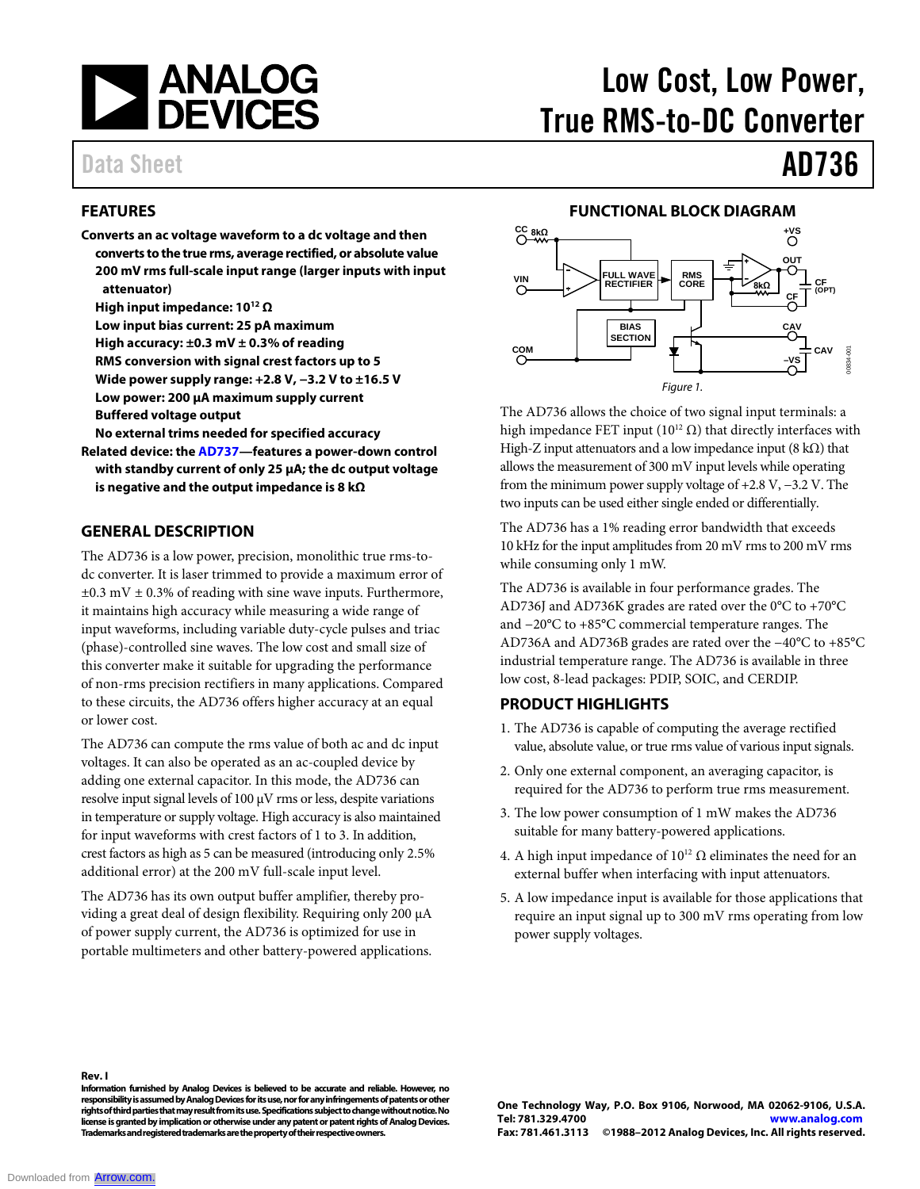# Low Cost, Low Power, True RMS-to-DC Converter

# AD736

Data Sheet

## FEATURES

**Converts an ac voltage waveform to a dc voltage and then converts to the true rms, average rectified, or absolute value**
- **200 mV rms full-scale input range (larger inputs with input attenuator)**
- **High input impedance: $10^{12}$ Ω**
- **Low input bias current: 25 pA maximum**
- **High accuracy: ±0.3 mV ± 0.3% of reading**
- **RMS conversion with signal crest factors up to 5**
- **Wide power supply range: +2.8 V, −3.2 V to ±16.5 V**
- **Low power: 200 μA maximum supply current**
- **Buffered voltage output**
- **No external trims needed for specified accuracy**

**Related device: the AD737—features a power-down control with standby current of only 25 μA; the dc output voltage is negative and the output impedance is 8 kΩ**

## GENERAL DESCRIPTION

The AD736 is a low power, precision, monolithic true rms-to-dc converter. It is laser trimmed to provide a maximum error of ±0.3 mV ± 0.3% of reading with sine wave inputs. Furthermore, it maintains high accuracy while measuring a wide range of input waveforms, including variable duty-cycle pulses and triac (phase)-controlled sine waves. The low cost and small size of this converter make it suitable for upgrading the performance of non-rms precision rectifiers in many applications. Compared to these circuits, the AD736 offers higher accuracy at an equal or lower cost.

The AD736 can compute the rms value of both ac and dc input voltages. It can also be operated as an ac-coupled device by adding one external capacitor. In this mode, the AD736 can resolve input signal levels of 100 μV rms or less, despite variations in temperature or supply voltage. High accuracy is also maintained for input waveforms with crest factors of 1 to 3. In addition, crest factors as high as 5 can be measured (introducing only 2.5% additional error) at the 200 mV full-scale input level.

The AD736 has its own output buffer amplifier, thereby providing a great deal of flexibility. Requiring only 200 μA of power supply current, the AD736 is optimized for use in portable multimeters and other battery-powered applications.

## FUNCTIONAL BLOCK DIAGRAM

Figure 1.

The AD736 allows the choice of two signal input terminals: a high impedance FET input ($10^{12}$ Ω) that directly interfaces with High-Z input attenuators and a low impedance input (8 kΩ) that allows the measurement of 300 mV input levels while operating from the minimum power supply voltage of +2.8 V, −3.2 V. The two inputs can be used either single ended or differentially.

The AD736 has a 1% reading error bandwidth that exceeds 10 kHz for the input amplitudes from 20 mV rms to 200 mV rms while consuming only 1 mW.

The AD736 is available in four performance grades. The AD736J and AD736K grades are rated over the 0°C to +70°C and −20°C to +85°C commercial temperature ranges. The AD736A and AD736B grades are rated over the −40°C to +85°C industrial temperature range. The AD736 is available in three low cost, 8-lead packages: PDIP, SOIC, and CERDIP.

## PRODUCT HIGHLIGHTS

1. The AD736 is capable of computing the average rectified value, absolute value, or true rms value of various input signals.
2. Only one external component, an averaging capacitor, is required for the AD736 to perform true rms measurement.
3. The low power consumption of 1 mW makes the AD736 suitable for many battery-powered applications.
4. A high input impedance of $10^{12}$ Ω eliminates the need for an external buffer when interfacing with input attenuators.
5. A low impedance input is available for those applications that require an input signal up to 300 mV rms operating from low power supply voltages.

**Rev. I**

**Information furnished by Analog Devices is believed to be accurate and reliable. However, no responsibility is assumed by Analog Devices for its use, nor for any infringements of patents or other rights of third parties that may result from its use. Specifications subject to change without notice. No license is granted by implication or otherwise under any patent or patent rights of Analog Devices. Trademarks and registered trademarks are the property of their respective owners.**

**One Technology Way, P.O. Box 9106, Norwood, MA 02062-9106, U.S.A.**
**Tel: 781.329.4700 www.analog.com**
**Fax: 781.461.3113 ©1988–2012 Analog Devices, Inc. All rights reserved.**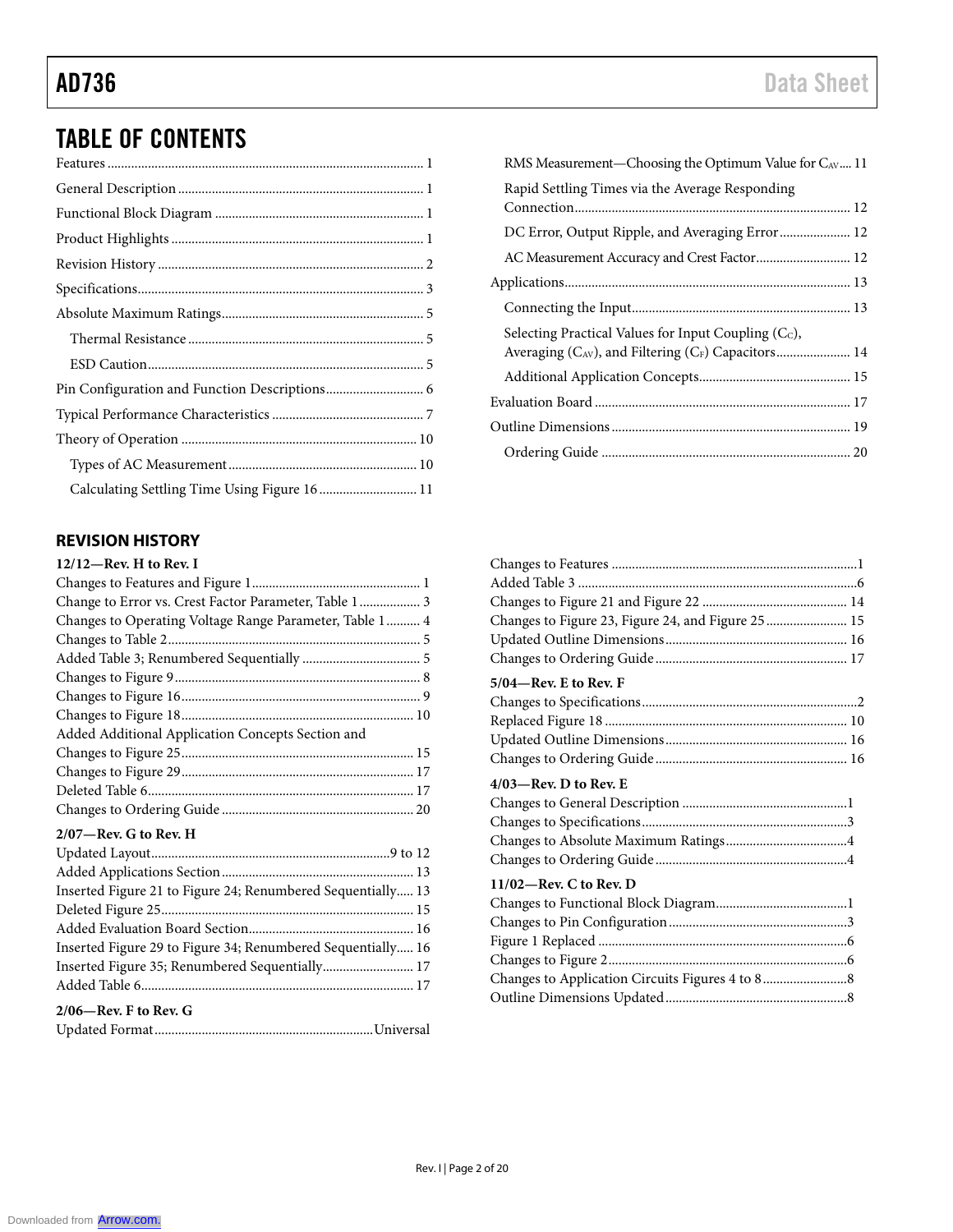## TABLE OF CONTENTS

Features ... 1
General Description ... 1
Functional Block Diagram ... 1
Product Highlights ... 1
Revision History ... 2
Specifications ... 3
Absolute Maximum Ratings ... 5
  Thermal Resistance ... 5
  ESD Caution ... 5
Pin Configuration and Function Descriptions ... 6
Typical Performance Characteristics ... 7
Theory of Operation ... 10
  Types of AC Measurement ... 10
  Calculating Settling Time Using Figure 16 ... 11
  RMS Measurement—Choosing the Optimum Value for $C_{AV}$ ... 11
  Rapid Settling Times via the Average Responding Connection ... 12
  DC Error, Output Ripple, and Averaging Error ... 12
  AC Measurement Accuracy and Crest Factor ... 12
Applications ... 13
  Connecting the Input ... 13
  Selecting Practical Values for Input Coupling ($C_C$), Averaging ($C_{AV}$), and Filtering ($C_F$) Capacitors ... 14
  Additional Application Concepts ... 15
Evaluation Board ... 17
Outline Dimensions ... 19
  Ordering Guide ... 20

## REVISION HISTORY

**12/12—Rev. H to Rev. I**

Changes to Features and Figure 1 ... 1
Change to Error vs. Crest Factor Parameter, Table 1 ... 3
Changes to Operating Voltage Range Parameter, Table 1 ... 4
Changes to Table 2 ... 5
Added Table 3; Renumbered Sequentially ... 5
Changes to Figure 9 ... 8
Changes to Figure 16 ... 9
Changes to Figure 18 ... 10
Added Additional Application Concepts Section and
Changes to Figure 25 ... 15
Changes to Figure 29 ... 17
Deleted Table 6 ... 17
Changes to Ordering Guide ... 20

**2/07—Rev. G to Rev. H**

Updated Layout ... 9 to 12
Added Applications Section ... 13
Inserted Figure 21 to Figure 24; Renumbered Sequentially ... 13
Deleted Figure 25 ... 15
Added Evaluation Board Section ... 16
Inserted Figure 29 to Figure 34; Renumbered Sequentially ... 16
Inserted Figure 35; Renumbered Sequentially ... 17
Added Table 6 ... 17

**2/06—Rev. F to Rev. G**

Updated Format ... Universal
Changes to Features ... 1
Added Table 3 ... 6
Changes to Figure 21 and Figure 22 ... 14
Changes to Figure 23, Figure 24, and Figure 25 ... 15
Updated Outline Dimensions ... 16
Changes to Ordering Guide ... 17

**5/04—Rev. E to Rev. F**

Changes to Specifications ... 2
Replaced Figure 18 ... 10
Updated Outline Dimensions ... 16
Changes to Ordering Guide ... 16

**4/03—Rev. D to Rev. E**

Changes to General Description ... 1
Changes to Specifications ... 3
Changes to Absolute Maximum Ratings ... 4
Changes to Ordering Guide ... 4

**11/02—Rev. C to Rev. D**

Changes to Functional Block Diagram ... 1
Changes to Pin Configuration ... 3
Figure 1 Replaced ... 6
Changes to Figure 2 ... 6
Changes to Application Circuits Figures 4 to 8 ... 8
Outline Dimensions Updated ... 8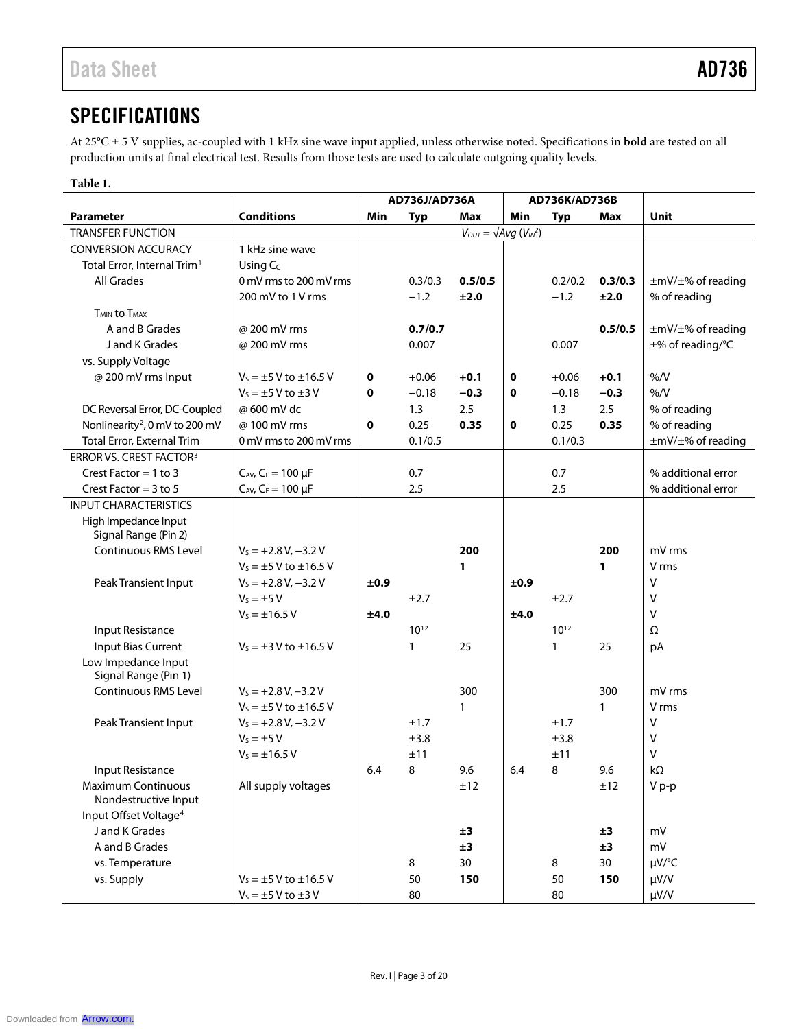## SPECIFICATIONS

At 25°C ± 5 V supplies, ac-coupled with 1 kHz sine wave input applied, unless otherwise noted. Specifications in **bold** are tested on all production units at final electrical test. Results from those tests are used to calculate outgoing quality levels.

**Table 1.**

| Parameter | Conditions | AD736J/AD736A | | | AD736K/AD736B | | | Unit |
|---|---|---|---|---|---|---|---|---|
| | | Min | Typ | Max | Min | Typ | Max | |
| TRANSFER FUNCTION | | | $V_{OUT} = \sqrt{Avg\ (V_{IN}^2)}$ | | | | | |
| CONVERSION ACCURACY | 1 kHz sine wave | | | | | | | |
| Total Error, Internal Trim[1] | Using $C_C$ | | | | | | | |
| All Grades | 0 mV rms to 200 mV rms | | 0.3/0.3 | **0.5/0.5** | | 0.2/0.2 | **0.3/0.3** | ±mV/±% of reading |
| | 200 mV to 1 V rms | | −1.2 | **±2.0** | | −1.2 | **±2.0** | % of reading |
| $T_{MIN}$ to $T_{MAX}$ | | | | | | | | |
| A and B Grades | @ 200 mV rms | | **0.7/0.7** | | | | **0.5/0.5** | ±mV/±% of reading |
| J and K Grades | @ 200 mV rms | | 0.007 | | | 0.007 | | ±% of reading/°C |
| vs. Supply Voltage | | | | | | | | |
| @ 200 mV rms Input | $V_S$ = ±5 V to ±16.5 V | **0** | +0.06 | **+0.1** | **0** | +0.06 | **+0.1** | %/V |
| | $V_S$ = ±5 V to ±3 V | **0** | −0.18 | **−0.3** | **0** | −0.18 | **−0.3** | %/V |
| DC Reversal Error, DC-Coupled | @ 600 mV dc | | 1.3 | 2.5 | | 1.3 | 2.5 | % of reading |
| Nonlinearity[2], 0 mV to 200 mV | @ 100 mV rms | **0** | 0.25 | **0.35** | **0** | 0.25 | **0.35** | % of reading |
| Total Error, External Trim | 0 mV rms to 200 mV rms | | 0.1/0.5 | | | 0.1/0.3 | | ±mV/±% of reading |
| ERROR VS. CREST FACTOR[3] | | | | | | | | |
| Crest Factor = 1 to 3 | $C_{AV}$, $C_F$ = 100 µF | | 0.7 | | | 0.7 | | % additional error |
| Crest Factor = 3 to 5 | $C_{AV}$, $C_F$ = 100 µF | | 2.5 | | | 2.5 | | % additional error |
| INPUT CHARACTERISTICS | | | | | | | | |
| High Impedance Input Signal Range (Pin 2) | | | | | | | | |
| Continuous RMS Level | $V_S$ = +2.8 V, −3.2 V | | | **200** | | | **200** | mV rms |
| | $V_S$ = ±5 V to ±16.5 V | | | **1** | | | **1** | V rms |
| Peak Transient Input | $V_S$ = +2.8 V, −3.2 V | **±0.9** | | | **±0.9** | | | V |
| | $V_S$ = ±5 V | | ±2.7 | | | ±2.7 | | V |
| | $V_S$ = ±16.5 V | **±4.0** | | | **±4.0** | | | V |
| Input Resistance | | | $10^{12}$ | | | $10^{12}$ | | Ω |
| Input Bias Current | $V_S$ = ±3 V to ±16.5 V | | 1 | 25 | | 1 | 25 | pA |
| Low Impedance Input Signal Range (Pin 1) | | | | | | | | |
| Continuous RMS Level | $V_S$ = +2.8 V, −3.2 V | | | 300 | | | 300 | mV rms |
| | $V_S$ = ±5 V to ±16.5 V | | | 1 | | | 1 | V rms |
| Peak Transient Input | $V_S$ = +2.8 V, −3.2 V | | ±1.7 | | | ±1.7 | | V |
| | $V_S$ = ±5 V | | ±3.8 | | | ±3.8 | | V |
| | $V_S$ = ±16.5 V | | ±11 | | | ±11 | | V |
| Input Resistance | | 6.4 | 8 | 9.6 | 6.4 | 8 | 9.6 | kΩ |
| Maximum Continuous Nondestructive Input | All supply voltages | | | ±12 | | | ±12 | V p-p |
| Input Offset Voltage[4] | | | | | | | | |
| J and K Grades | | | | **±3** | | | **±3** | mV |
| A and B Grades | | | | **±3** | | | **±3** | mV |
| vs. Temperature | | | 8 | 30 | | 8 | 30 | µV/°C |
| vs. Supply | $V_S$ = ±5 V to ±16.5 V | | 50 | **150** | | 50 | **150** | µV/V |
| | $V_S$ = ±5 V to ±3 V | | 80 | | | 80 | | µV/V |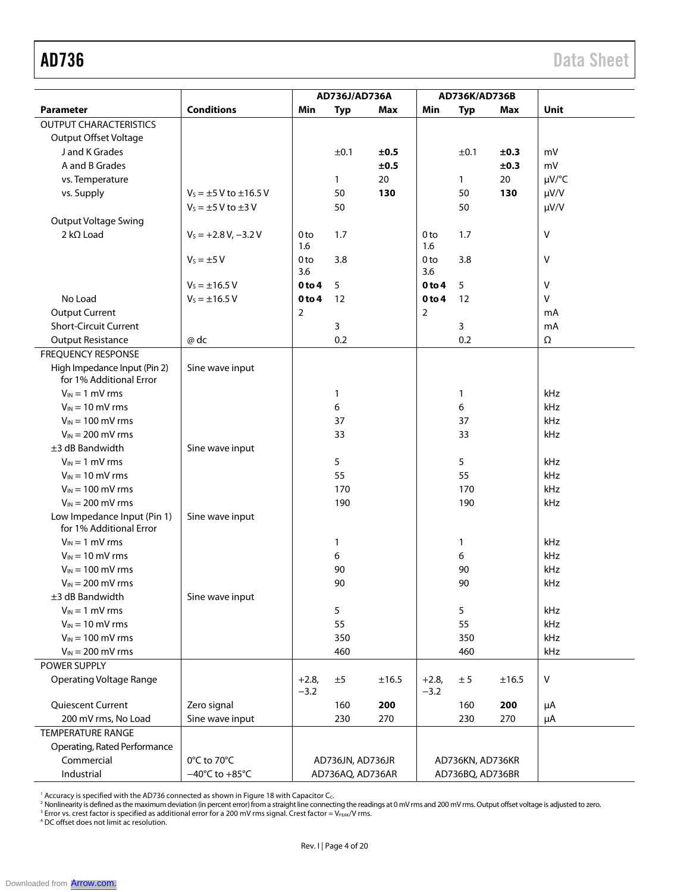| Parameter | Conditions | AD736J/AD736A Min | AD736J/AD736A Typ | AD736J/AD736A Max | AD736K/AD736B Min | AD736K/AD736B Typ | AD736K/AD736B Max | Unit |
|---|---|---|---|---|---|---|---|---|
| OUTPUT CHARACTERISTICS | | | | | | | | |
| Output Offset Voltage | | | | | | | | |
| J and K Grades | | | ±0.1 | **±0.5** | | ±0.1 | **±0.3** | mV |
| A and B Grades | | | | **±0.5** | | | **±0.3** | mV |
| vs. Temperature | | | 1 | 20 | | 1 | 20 | μV/°C |
| vs. Supply | $V_S$ = ±5 V to ±16.5 V | | 50 | **130** | | 50 | **130** | μV/V |
| | $V_S$ = ±5 V to ±3 V | | 50 | | | 50 | | μV/V |
| Output Voltage Swing | | | | | | | | |
| 2 kΩ Load | $V_S$ = +2.8 V, −3.2 V | 0 to 1.6 | 1.7 | | 0 to 1.6 | 1.7 | | V |
| | $V_S$ = ±5 V | 0 to 3.6 | 3.8 | | 0 to 3.6 | 3.8 | | V |
| | $V_S$ = ±16.5 V | **0 to 4** | 5 | | **0 to 4** | 5 | | V |
| No Load | $V_S$ = ±16.5 V | **0 to 4** | 12 | | **0 to 4** | 12 | | V |
| Output Current | | 2 | | | 2 | | | mA |
| Short-Circuit Current | | | 3 | | | 3 | | mA |
| Output Resistance | @ dc | | 0.2 | | | 0.2 | | Ω |
| FREQUENCY RESPONSE | | | | | | | | |
| High Impedance Input (Pin 2) for 1% Additional Error | Sine wave input | | | | | | | |
| $V_{IN}$ = 1 mV rms | | | 1 | | | 1 | | kHz |
| $V_{IN}$ = 10 mV rms | | | 6 | | | 6 | | kHz |
| $V_{IN}$ = 100 mV rms | | | 37 | | | 37 | | kHz |
| $V_{IN}$ = 200 mV rms | | | 33 | | | 33 | | kHz |
| ±3 dB Bandwidth | Sine wave input | | | | | | | |
| $V_{IN}$ = 1 mV rms | | | 5 | | | 5 | | kHz |
| $V_{IN}$ = 10 mV rms | | | 55 | | | 55 | | kHz |
| $V_{IN}$ = 100 mV rms | | | 170 | | | 170 | | kHz |
| $V_{IN}$ = 200 mV rms | | | 190 | | | 190 | | kHz |
| Low Impedance Input (Pin 1) for 1% Additional Error | Sine wave input | | | | | | | |
| $V_{IN}$ = 1 mV rms | | | 1 | | | 1 | | kHz |
| $V_{IN}$ = 10 mV rms | | | 6 | | | 6 | | kHz |
| $V_{IN}$ = 100 mV rms | | | 90 | | | 90 | | kHz |
| $V_{IN}$ = 200 mV rms | | | 90 | | | 90 | | kHz |
| ±3 dB Bandwidth | Sine wave input | | | | | | | |
| $V_{IN}$ = 1 mV rms | | | 5 | | | 5 | | kHz |
| $V_{IN}$ = 10 mV rms | | | 55 | | | 55 | | kHz |
| $V_{IN}$ = 100 mV rms | | | 350 | | | 350 | | kHz |
| $V_{IN}$ = 200 mV rms | | | 460 | | | 460 | | kHz |
| POWER SUPPLY | | | | | | | | |
| Operating Voltage Range | | +2.8, −3.2 | ±5 | ±16.5 | +2.8, −3.2 | ± 5 | ±16.5 | V |
| Quiescent Current | Zero signal | | 160 | **200** | | 160 | **200** | μA |
| 200 mV rms, No Load | Sine wave input | | 230 | 270 | | 230 | 270 | μA |
| TEMPERATURE RANGE | | | | | | | | |
| Operating, Rated Performance | | | | | | | | |
| Commercial | 0°C to 70°C | | AD736JN, AD736JR | | | AD736KN, AD736KR | | |
| Industrial | −40°C to +85°C | | AD736AQ, AD736AR | | | AD736BQ, AD736BR | | |

[1] Accuracy is specified with the AD736 connected as shown in Figure 18 with Capacitor $C_C$.
[2] Nonlinearity is defined as the maximum deviation (in percent error) from a straight line connecting the readings at 0 mV rms and 200 mV rms. Output offset voltage is adjusted to zero.
[3] Error vs. crest factor is specified as additional error for a 200 mV rms signal. Crest factor = $V_{PEAK}$/V rms.
[4] DC offset does not limit ac resolution.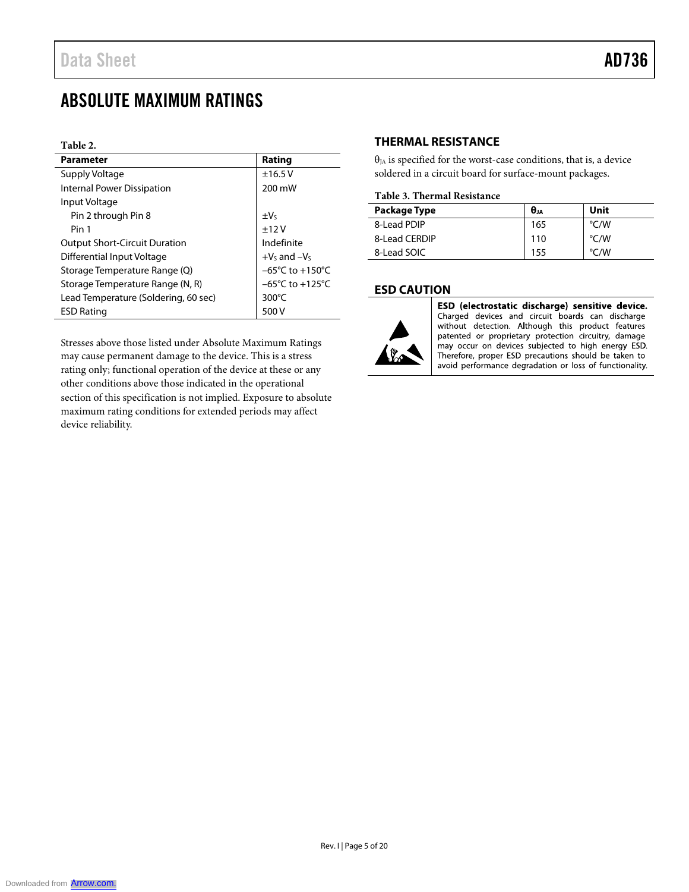# ABSOLUTE MAXIMUM RATINGS

Table 2.

| Parameter | Rating |
|---|---|
| Supply Voltage | ±16.5 V |
| Internal Power Dissipation | 200 mW |
| Input Voltage | |
| Pin 2 through Pin 8 | $\pm V_S$ |
| Pin 1 | ±12 V |
| Output Short-Circuit Duration | Indefinite |
| Differential Input Voltage | $+V_S$ and $-V_S$ |
| Storage Temperature Range (Q) | −65°C to +150°C |
| Storage Temperature Range (N, R) | −65°C to +125°C |
| Lead Temperature (Soldering, 60 sec) | 300°C |
| ESD Rating | 500 V |

Stresses above those listed under Absolute Maximum Ratings may cause permanent damage to the device. This is a stress rating only; functional operation of the device at these or any other conditions above those indicated in the operational section of this specification is not implied. Exposure to absolute maximum rating conditions for extended periods may affect device reliability.

## THERMAL RESISTANCE

$\theta_{JA}$ is specified for the worst-case conditions, that is, a device soldered in a circuit board for surface-mount packages.

Table 3. Thermal Resistance

| Package Type | $\theta_{JA}$ | Unit |
|---|---|---|
| 8-Lead PDIP | 165 | °C/W |
| 8-Lead CERDIP | 110 | °C/W |
| 8-Lead SOIC | 155 | °C/W |

## ESD CAUTION

**ESD (electrostatic discharge) sensitive device.** Charged devices and circuit boards can discharge without detection. Although this product features patented or proprietary protection circuitry, damage may occur on devices subjected to high energy ESD. Therefore, proper ESD precautions should be taken to avoid performance degradation or loss of functionality.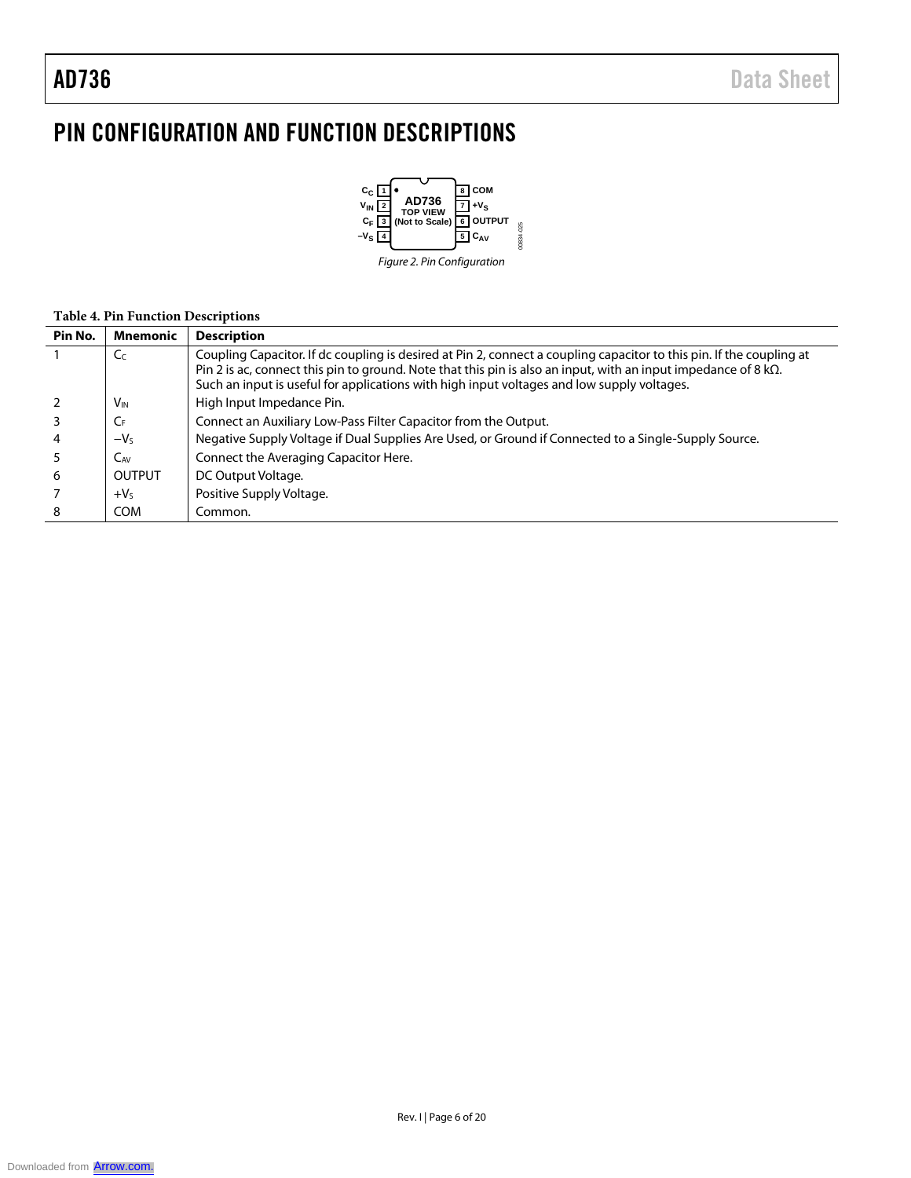# PIN CONFIGURATION AND FUNCTION DESCRIPTIONS

*Figure 2. Pin Configuration*

**Table 4. Pin Function Descriptions**

| Pin No. | Mnemonic | Description |
|---|---|---|
| 1 | $C_C$ | Coupling Capacitor. If dc coupling is desired at Pin 2, connect a coupling capacitor to this pin. If the coupling at Pin 2 is ac, connect this pin to ground. Note that this pin is also an input, with an input impedance of 8 kΩ. Such an input is useful for applications with high input voltages and low supply voltages. |
| 2 | $V_{IN}$ | High Input Impedance Pin. |
| 3 | $C_F$ | Connect an Auxiliary Low-Pass Filter Capacitor from the Output. |
| 4 | $-V_S$ | Negative Supply Voltage if Dual Supplies Are Used, or Ground if Connected to a Single-Supply Source. |
| 5 | $C_{AV}$ | Connect the Averaging Capacitor Here. |
| 6 | OUTPUT | DC Output Voltage. |
| 7 | $+V_S$ | Positive Supply Voltage. |
| 8 | COM | Common. |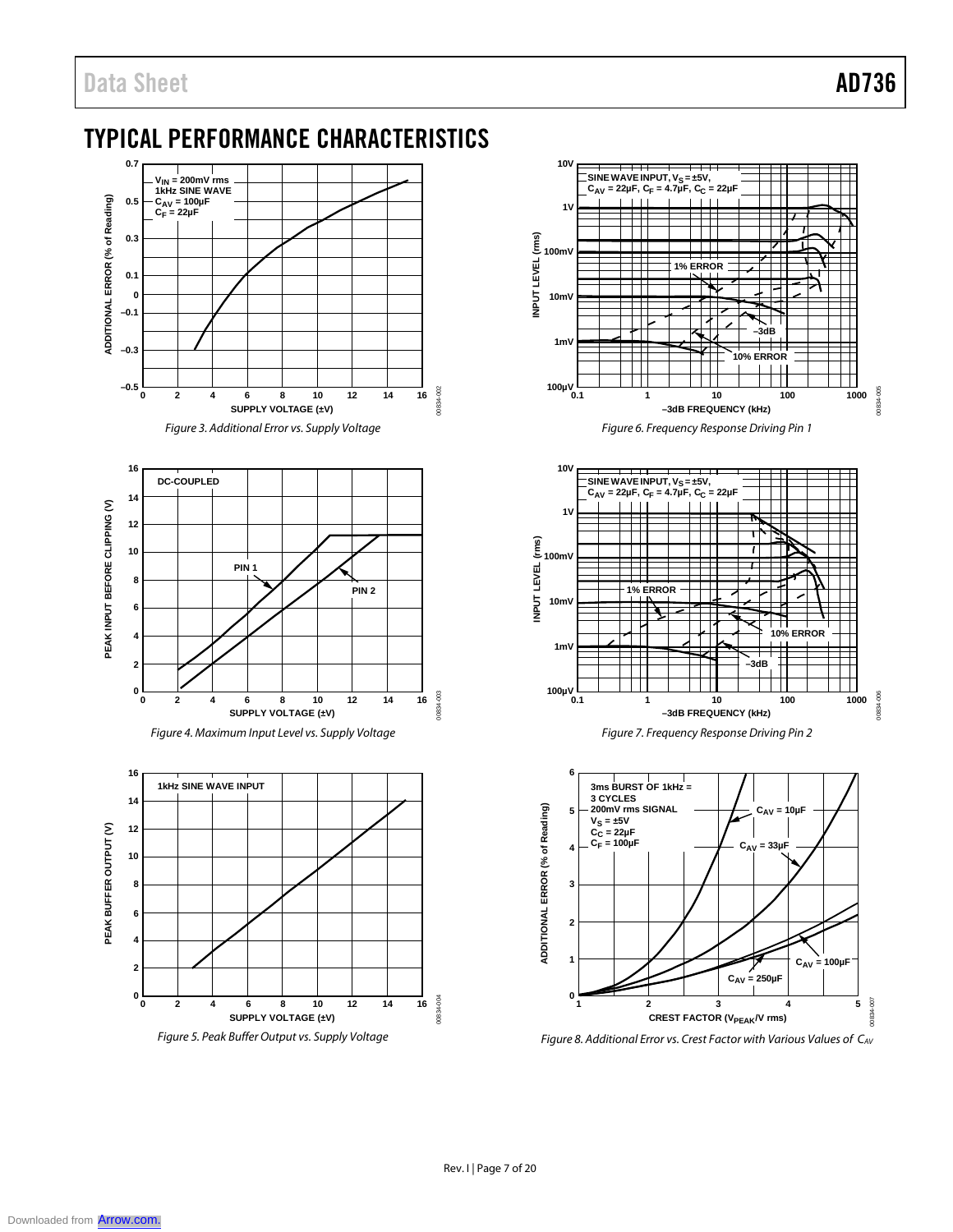## TYPICAL PERFORMANCE CHARACTERISTICS

Figure 3. Additional Error vs. Supply Voltage

Figure 4. Maximum Input Level vs. Supply Voltage

Figure 5. Peak Buffer Output vs. Supply Voltage

Figure 6. Frequency Response Driving Pin 1

Figure 7. Frequency Response Driving Pin 2

Figure 8. Additional Error vs. Crest Factor with Various Values of $C_{AV}$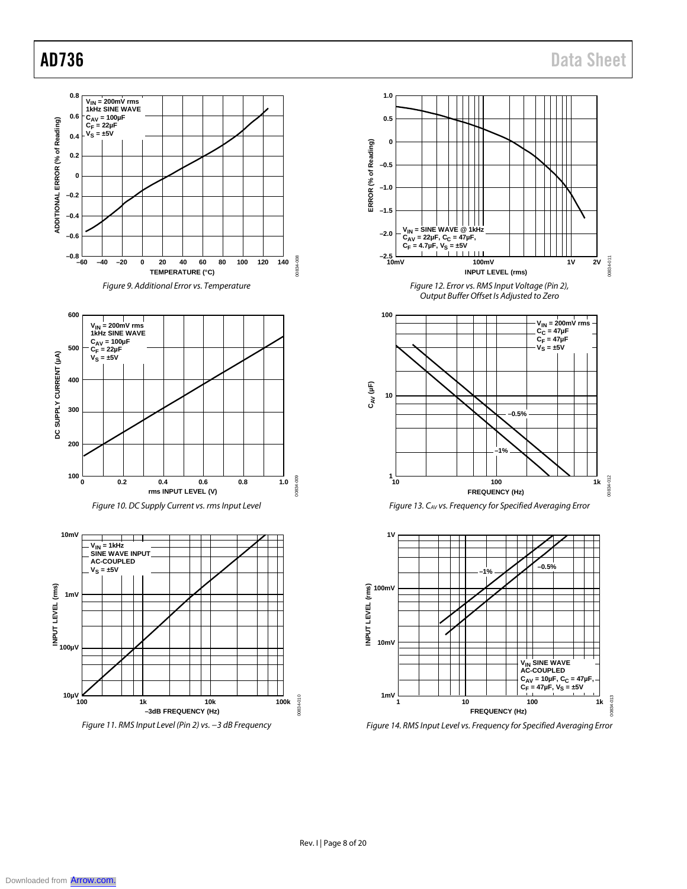Figure 9. Additional Error vs. Temperature

Figure 10. DC Supply Current vs. rms Input Level

Figure 11. RMS Input Level (Pin 2) vs. −3 dB Frequency

Figure 12. Error vs. RMS Input Voltage (Pin 2), Output Buffer Offset Is Adjusted to Zero

Figure 13. $C_{AV}$ vs. Frequency for Specified Averaging Error

Figure 14. RMS Input Level vs. Frequency for Specified Averaging Error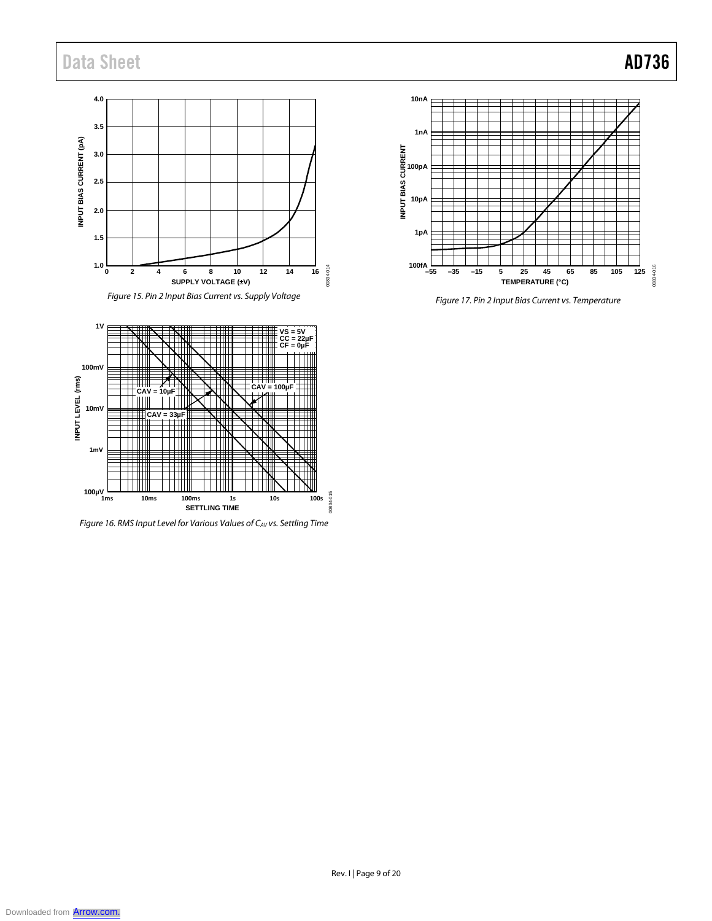Figure 15. Pin 2 Input Bias Current vs. Supply Voltage

Figure 16. RMS Input Level for Various Values of $C_{AV}$ vs. Settling Time

Figure 17. Pin 2 Input Bias Current vs. Temperature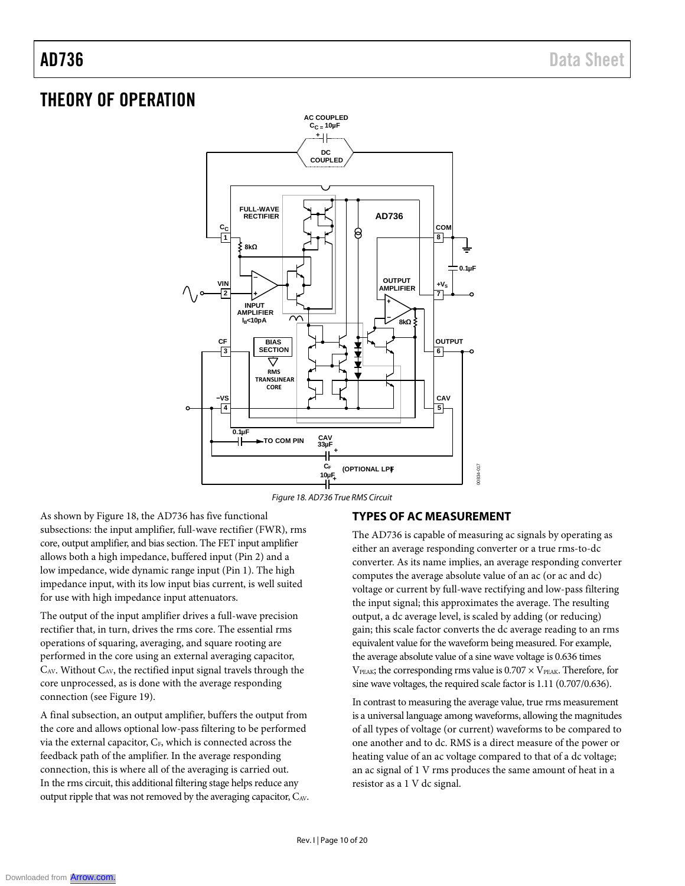# THEORY OF OPERATION

Figure 18. AD736 True RMS Circuit

As shown by Figure 18, the AD736 has five functional subsections: the input amplifier, full-wave rectifier (FWR), rms core, output amplifier, and bias section. The FET input amplifier allows both a high impedance, buffered input (Pin 2) and a low impedance, wide dynamic range input (Pin 1). The high impedance input, with its low input bias current, is well suited for use with high impedance input attenuators.

The output of the input amplifier drives a full-wave precision rectifier that, in turn, drives the rms core. The essential rms operations of squaring, averaging, and square rooting are performed in the core using an external averaging capacitor, $C_{AV}$. Without $C_{AV}$, the rectified input signal travels through the core unprocessed, as is done with the average responding connection (see Figure 19).

A final subsection, an output amplifier, buffers the output from the core and allows optional low-pass filtering to be performed via the external capacitor, $C_F$, which is connected across the feedback path of the amplifier. In the average responding connection, this is where all of the averaging is carried out. In the rms circuit, this additional filtering stage helps reduce any output ripple that was not removed by the averaging capacitor, $C_{AV}$.

## TYPES OF AC MEASUREMENT

The AD736 is capable of measuring ac signals by operating as either an average responding converter or a true rms-to-dc converter. As its name implies, an average responding converter computes the average absolute value of an ac (or ac and dc) voltage or current by full-wave rectifying and low-pass filtering the input signal; this approximates the average. The resulting output, a dc average level, is scaled by adding (or reducing) gain; this scale factor converts the dc average reading to an rms equivalent value for the waveform being measured. For example, the average absolute value of a sine wave voltage is 0.636 times $V_{PEAK}$; the corresponding rms value is $0.707 \times V_{PEAK}$. Therefore, for sine wave voltages, the required scale factor is 1.11 (0.707/0.636).

In contrast to measuring the average value, true rms measurement is a universal language among waveforms, allowing the magnitudes of all types of voltage (or current) waveforms to be compared to one another and to dc. RMS is a direct measure of the power or heating value of an ac voltage compared to that of a dc voltage; an ac signal of 1 V rms produces the same amount of heat in a resistor as a 1 V dc signal.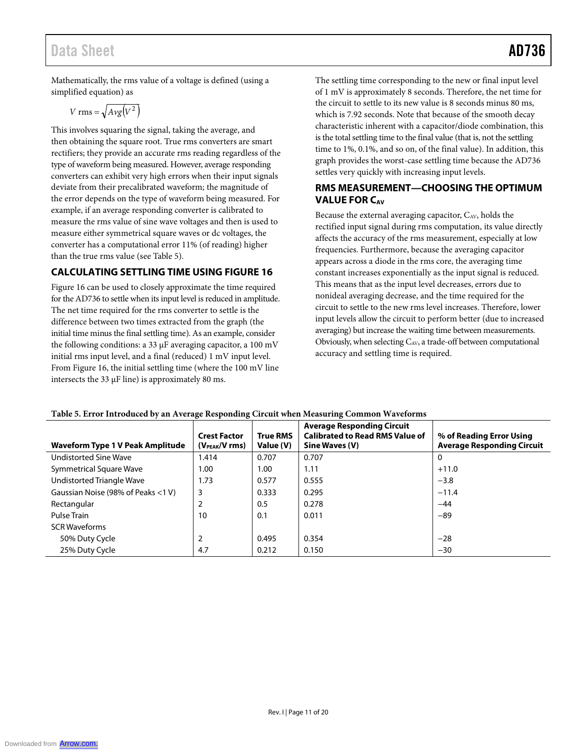Mathematically, the rms value of a voltage is defined (using a simplified equation) as

$$V\ \text{rms} = \sqrt{Avg\left(V^2\right)}$$

This involves squaring the signal, taking the average, and then obtaining the square root. True rms converters are smart rectifiers; they provide an accurate rms reading regardless of the type of waveform being measured. However, average responding converters can exhibit very high errors when their input signals deviate from their precalibrated waveform; the magnitude of the error depends on the type of waveform being measured. For example, if an average responding converter is calibrated to measure the rms value of sine wave voltages and then is used to measure either symmetrical square waves or dc voltages, the converter has a computational error 11% (of reading) higher than the true rms value (see Table 5).

## CALCULATING SETTLING TIME USING FIGURE 16

Figure 16 can be used to closely approximate the time required for the AD736 to settle when its input level is reduced in amplitude. The net time required for the rms converter to settle is the difference between two times extracted from the graph (the initial time minus the final settling time). As an example, consider the following conditions: a 33 μF averaging capacitor, a 100 mV initial rms input level, and a final (reduced) 1 mV input level. From Figure 16, the initial settling time (where the 100 mV line intersects the 33 μF line) is approximately 80 ms.

The settling time corresponding to the new or final input level of 1 mV is approximately 8 seconds. Therefore, the net time for the circuit to settle to its new value is 8 seconds minus 80 ms, which is 7.92 seconds. Note that because of the smooth decay characteristic inherent with a capacitor/diode combination, this is the total settling time to the final value (that is, not the settling time to 1%, 0.1%, and so on, of the final value). In addition, this graph provides the worst-case settling time because the AD736 settles very quickly with increasing input levels.

## RMS MEASUREMENT—CHOOSING THE OPTIMUM VALUE FOR $C_{AV}$

Because the external averaging capacitor, $C_{AV}$, holds the rectified input signal during rms computation, its value directly affects the accuracy of the rms measurement, especially at low frequencies. Furthermore, because the averaging capacitor appears across a diode in the rms core, the averaging time constant increases exponentially as the input signal is reduced. This means that as the input level decreases, errors due to nonideal averaging decrease, and the time required for the circuit to settle to the new rms level increases. Therefore, lower input levels allow the circuit to perform better (due to increased averaging) but increase the waiting time between measurements. Obviously, when selecting $C_{AV}$, a trade-off between computational accuracy and settling time is required.

**Table 5. Error Introduced by an Average Responding Circuit when Measuring Common Waveforms**

| Waveform Type 1 V Peak Amplitude | Crest Factor ($V_{PEAK}$/V rms) | True RMS Value (V) | Average Responding Circuit Calibrated to Read RMS Value of Sine Waves (V) | % of Reading Error Using Average Responding Circuit |
|---|---|---|---|---|
| Undistorted Sine Wave | 1.414 | 0.707 | 0.707 | 0 |
| Symmetrical Square Wave | 1.00 | 1.00 | 1.11 | +11.0 |
| Undistorted Triangle Wave | 1.73 | 0.577 | 0.555 | −3.8 |
| Gaussian Noise (98% of Peaks <1 V) | 3 | 0.333 | 0.295 | −11.4 |
| Rectangular | 2 | 0.5 | 0.278 | −44 |
| Pulse Train | 10 | 0.1 | 0.011 | −89 |
| SCR Waveforms | | | | |
| 50% Duty Cycle | 2 | 0.495 | 0.354 | −28 |
| 25% Duty Cycle | 4.7 | 0.212 | 0.150 | −30 |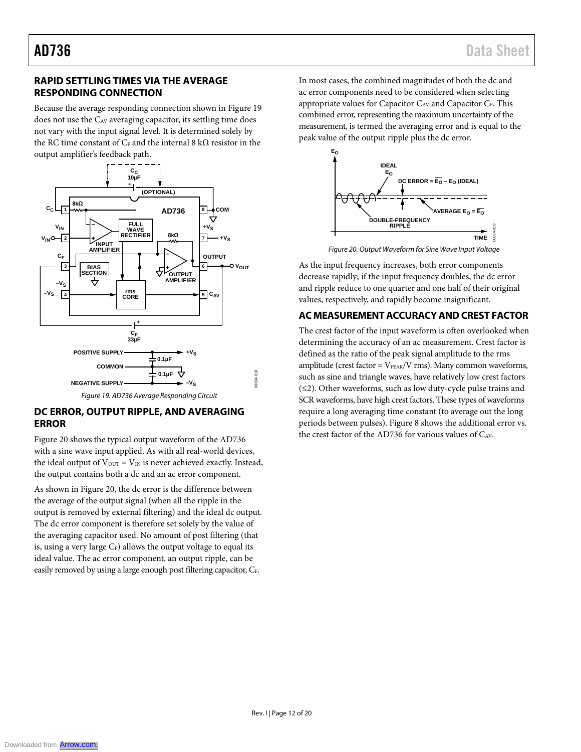## RAPID SETTLING TIMES VIA THE AVERAGE RESPONDING CONNECTION

Because the average responding connection shown in Figure 19 does not use the $C_{AV}$ averaging capacitor, its settling time does not vary with the input signal level. It is determined solely by the RC time constant of $C_F$ and the internal 8 kΩ resistor in the output amplifier's feedback path.

*Figure 19. AD736 Average Responding Circuit*

## DC ERROR, OUTPUT RIPPLE, AND AVERAGING ERROR

Figure 20 shows the typical output waveform of the AD736 with a sine wave input applied. As with all real-world devices, the ideal output of $V_{OUT} = V_{IN}$ is never achieved exactly. Instead, the output contains both a dc and an ac error component.

As shown in Figure 20, the dc error is the difference between the average of the output signal (when all the ripple in the output is removed by external filtering) and the ideal dc output. The dc error component is therefore set solely by the value of the averaging capacitor used. No amount of post filtering (that is, using a very large $C_F$) allows the output voltage to equal its ideal value. The ac error component, an output ripple, can be easily removed by using a large enough post filtering capacitor, $C_F$.

In most cases, the combined magnitudes of both the dc and ac error components need to be considered when selecting appropriate values for Capacitor $C_{AV}$ and Capacitor $C_F$. This combined error, representing the maximum uncertainty of the measurement, is termed the averaging error and is equal to the peak value of the output ripple plus the dc error.

*Figure 20. Output Waveform for Sine Wave Input Voltage*

As the input frequency increases, both error components decrease rapidly; if the input frequency doubles, the dc error and ripple reduce to one quarter and one half of their original values, respectively, and rapidly become insignificant.

## AC MEASUREMENT ACCURACY AND CREST FACTOR

The crest factor of the input waveform is often overlooked when determining the accuracy of an ac measurement. Crest factor is defined as the ratio of the peak signal amplitude to the rms amplitude (crest factor = $V_{PEAK}/V$ rms). Many common waveforms, such as sine and triangle waves, have relatively low crest factors (≤2). Other waveforms, such as low duty-cycle pulse trains and SCR waveforms, have high crest factors. These types of waveforms require a long averaging time constant (to average out the long periods between pulses). Figure 8 shows the additional error vs. the crest factor of the AD736 for various values of $C_{AV}$.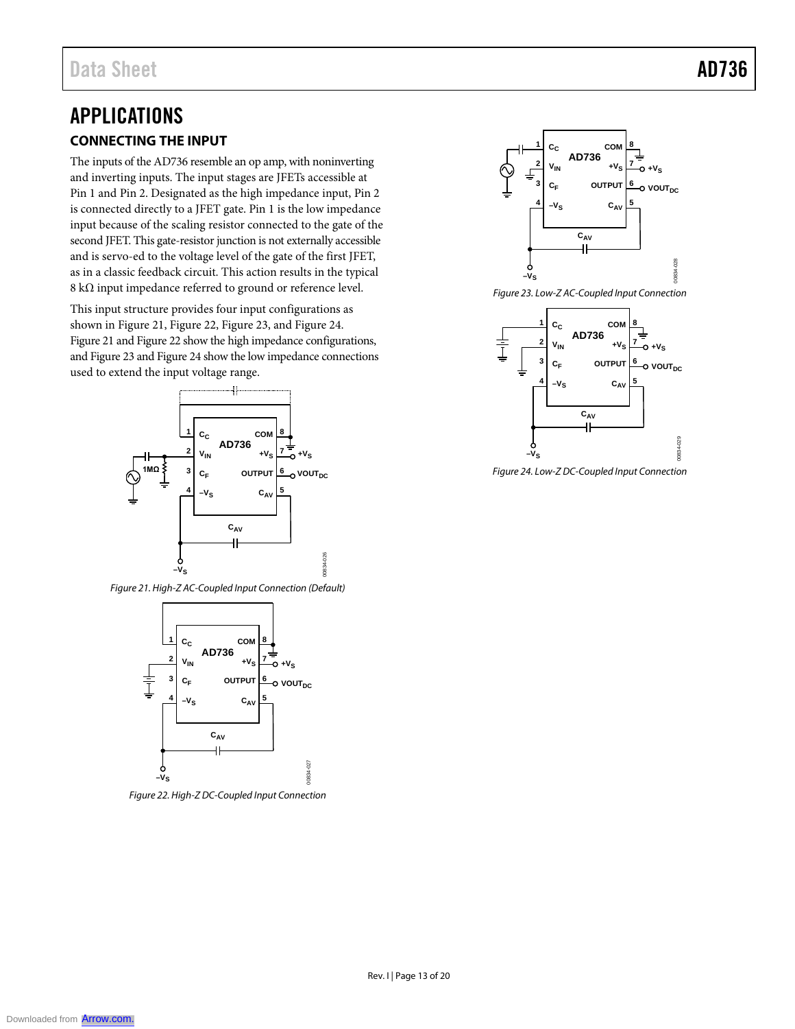# APPLICATIONS

## CONNECTING THE INPUT

The inputs of the AD736 resemble an op amp, with noninverting and inverting inputs. The input stages are JFETs accessible at Pin 1 and Pin 2. Designated as the high impedance input, Pin 2 is connected directly to a JFET gate. Pin 1 is the low impedance input because of the scaling resistor connected to the gate of the second JFET. This gate-resistor junction is not externally accessible and is servo-ed to the voltage level of the gate of the first JFET, as in a classic feedback circuit. This action results in the typical 8 kΩ input impedance referred to ground or reference level.

This input structure provides four input configurations as shown in Figure 21, Figure 22, Figure 23, and Figure 24. Figure 21 and Figure 22 show the high impedance configurations, and Figure 23 and Figure 24 show the low impedance connections used to extend the input voltage range.

*Figure 21. High-Z AC-Coupled Input Connection (Default)*

*Figure 22. High-Z DC-Coupled Input Connection*

*Figure 23. Low-Z AC-Coupled Input Connection*

*Figure 24. Low-Z DC-Coupled Input Connection*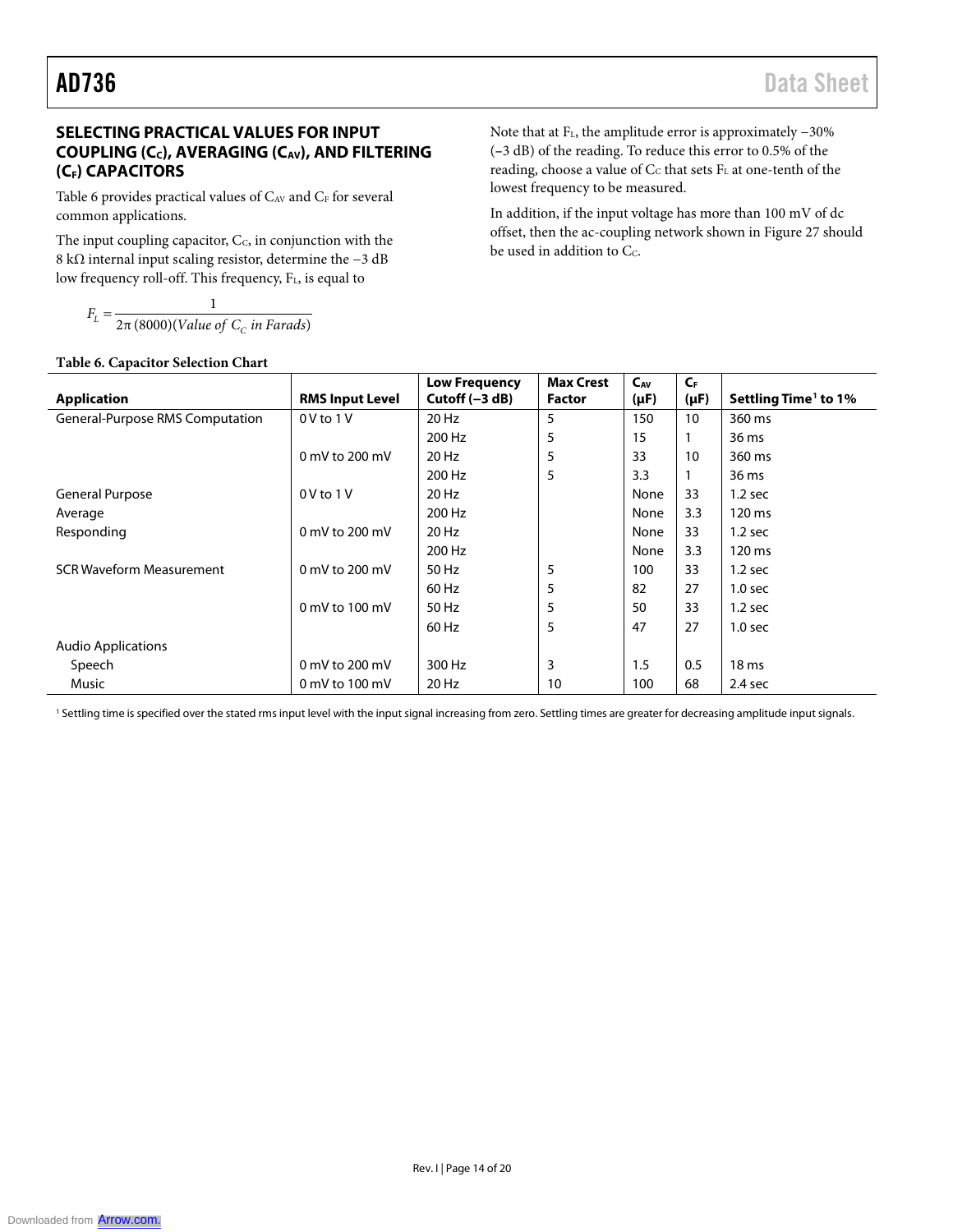## SELECTING PRACTICAL VALUES FOR INPUT COUPLING ($C_C$), AVERAGING ($C_{AV}$), AND FILTERING ($C_F$) CAPACITORS

Table 6 provides practical values of $C_{AV}$ and $C_F$ for several common applications.

The input coupling capacitor, $C_C$, in conjunction with the 8 kΩ internal input scaling resistor, determine the −3 dB low frequency roll-off. This frequency, $F_L$, is equal to

$$F_L = \frac{1}{2\pi(8000)(\textit{Value of } C_C \textit{ in Farads})}$$

Note that at $F_L$, the amplitude error is approximately −30% (−3 dB) of the reading. To reduce this error to 0.5% of the reading, choose a value of $C_C$ that sets $F_L$ at one-tenth of the lowest frequency to be measured.

In addition, if the input voltage has more than 100 mV of dc offset, then the ac-coupling network shown in Figure 27 should be used in addition to $C_C$.

**Table 6. Capacitor Selection Chart**

| Application | RMS Input Level | Low Frequency Cutoff (−3 dB) | Max Crest Factor | $C_{AV}$ (µF) | $C_F$ (µF) | Settling Time[1] to 1% |
|---|---|---|---|---|---|---|
| General-Purpose RMS Computation | 0 V to 1 V | 20 Hz | 5 | 150 | 10 | 360 ms |
| | | 200 Hz | 5 | 15 | 1 | 36 ms |
| | 0 mV to 200 mV | 20 Hz | 5 | 33 | 10 | 360 ms |
| | | 200 Hz | 5 | 3.3 | 1 | 36 ms |
| General Purpose | 0 V to 1 V | 20 Hz | | None | 33 | 1.2 sec |
| Average | | 200 Hz | | None | 3.3 | 120 ms |
| Responding | 0 mV to 200 mV | 20 Hz | | None | 33 | 1.2 sec |
| | | 200 Hz | | None | 3.3 | 120 ms |
| SCR Waveform Measurement | 0 mV to 200 mV | 50 Hz | 5 | 100 | 33 | 1.2 sec |
| | | 60 Hz | 5 | 82 | 27 | 1.0 sec |
| | 0 mV to 100 mV | 50 Hz | 5 | 50 | 33 | 1.2 sec |
| | | 60 Hz | 5 | 47 | 27 | 1.0 sec |
| Audio Applications | | | | | | |
| Speech | 0 mV to 200 mV | 300 Hz | 3 | 1.5 | 0.5 | 18 ms |
| Music | 0 mV to 100 mV | 20 Hz | 10 | 100 | 68 | 2.4 sec |

[1] Settling time is specified over the stated rms input level with the input signal increasing from zero. Settling times are greater for decreasing amplitude input signals.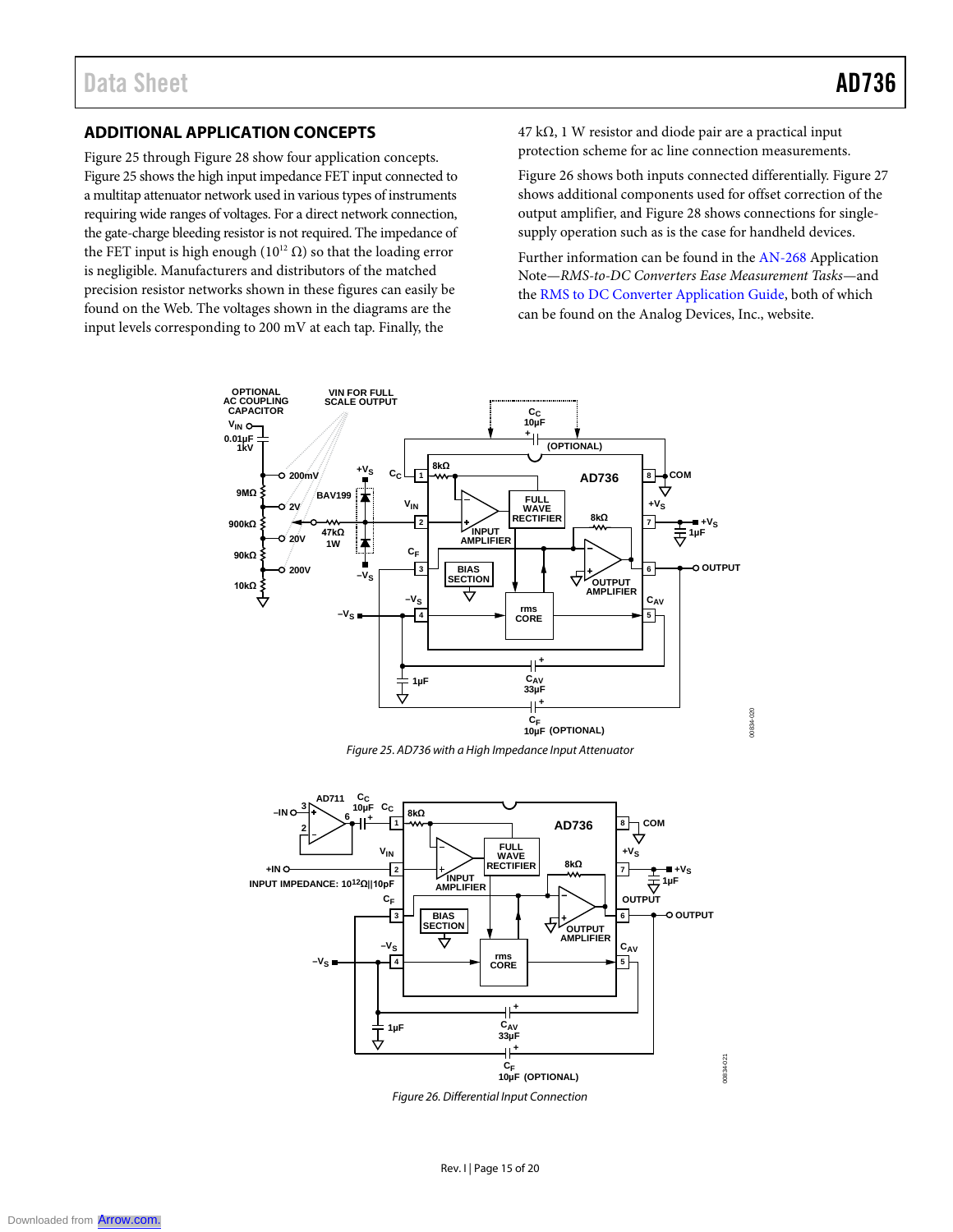## ADDITIONAL APPLICATION CONCEPTS

Figure 25 through Figure 28 show four application concepts. Figure 25 shows the high input impedance FET input connected to a multitap attenuator network used in various types of instruments requiring wide ranges of voltages. For a direct network connection, the gate-charge bleeding resistor is not required. The impedance of the FET input is high enough ($10^{12}$ Ω) so that the loading error is negligible. Manufacturers and distributors of the matched precision resistor networks shown in these figures can easily be found on the Web. The voltages shown in the diagrams are the input levels corresponding to 200 mV at each tap. Finally, the 47 kΩ, 1 W resistor and diode pair are a practical input protection scheme for ac line connection measurements.

Figure 26 shows both inputs connected differentially. Figure 27 shows additional components used for offset correction of the output amplifier, and Figure 28 shows connections for single-supply operation such as is the case for handheld devices.

Further information can be found in the AN-268 Application Note—*RMS-to-DC Converters Ease Measurement Tasks*—and the RMS to DC Converter Application Guide, both of which can be found on the Analog Devices, Inc., website.

*Figure 25. AD736 with a High Impedance Input Attenuator*

*Figure 26. Differential Input Connection*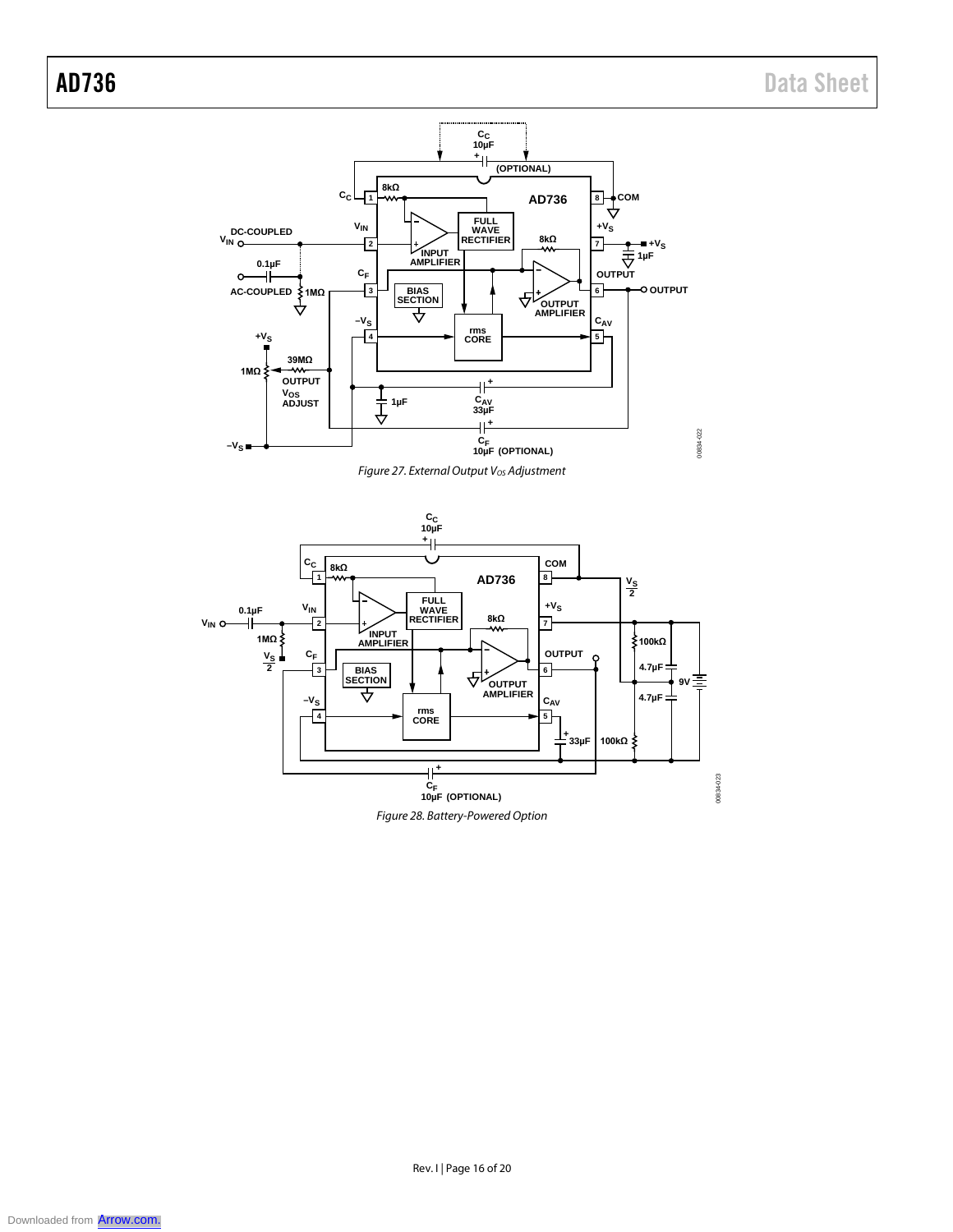Figure 27. External Output $V_{OS}$ Adjustment

Figure 28. Battery-Powered Option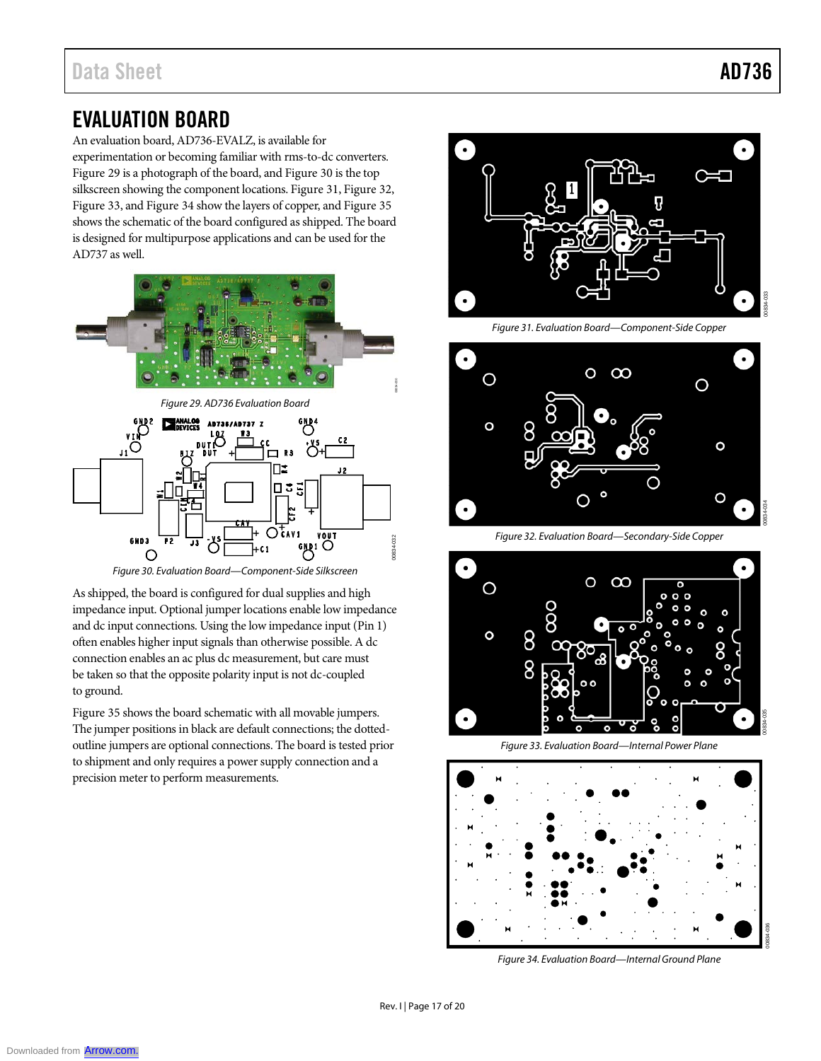## EVALUATION BOARD

An evaluation board, AD736-EVALZ, is available for experimentation or becoming familiar with rms-to-dc converters. Figure 29 is a photograph of the board, and Figure 30 is the top silkscreen showing the component locations. Figure 31, Figure 32, Figure 33, and Figure 34 show the layers of copper, and Figure 35 shows the schematic of the board configured as shipped. The board is designed for multipurpose applications and can be used for the AD737 as well.

Figure 29. AD736 Evaluation Board

Figure 30. Evaluation Board—Component-Side Silkscreen

As shipped, the board is configured for dual supplies and high impedance input. Optional jumper locations enable low impedance and dc input connections. Using the low impedance input (Pin 1) often enables higher input signals than otherwise possible. A dc connection enables an ac plus dc measurement, but care must be taken so that the opposite polarity input is not dc-coupled to ground.

Figure 35 shows the board schematic with all movable jumpers. The jumper positions in black are default connections; the dotted-outline jumpers are optional connections. The board is tested prior to shipment and only requires a power supply connection and a precision meter to perform measurements.

Figure 31. Evaluation Board—Component-Side Copper

Figure 32. Evaluation Board—Secondary-Side Copper

Figure 33. Evaluation Board—Internal Power Plane

Figure 34. Evaluation Board—Internal Ground Plane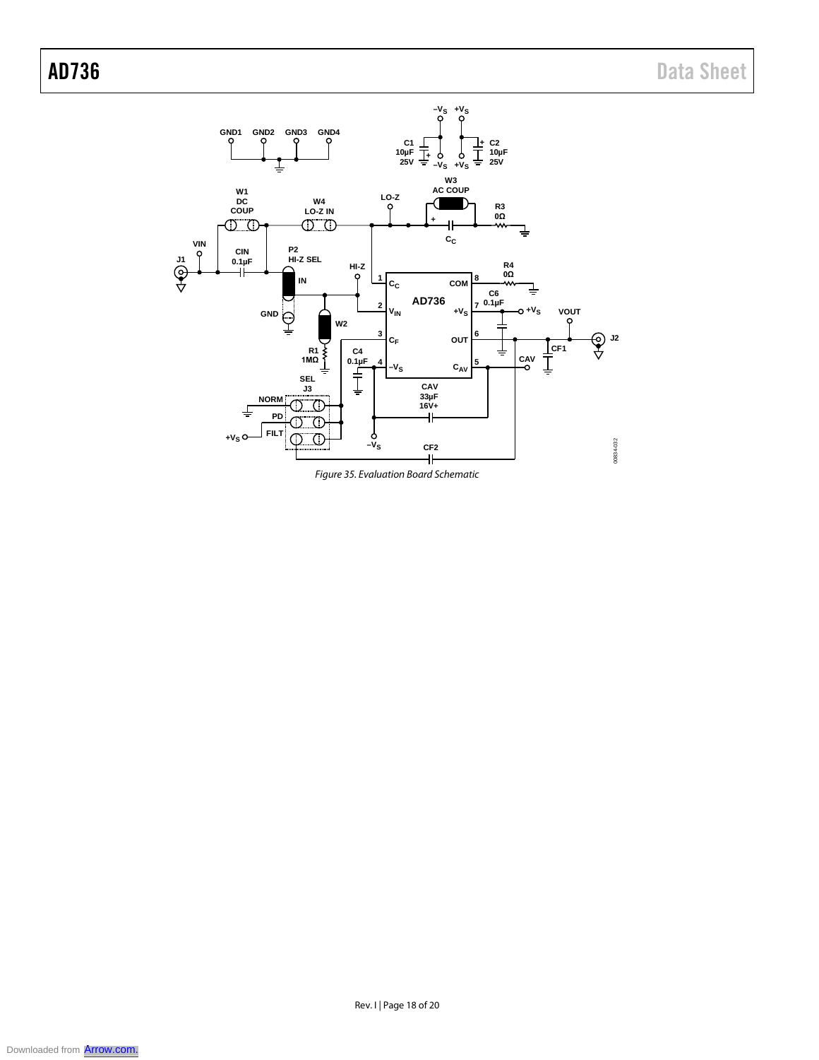Figure 35. Evaluation Board Schematic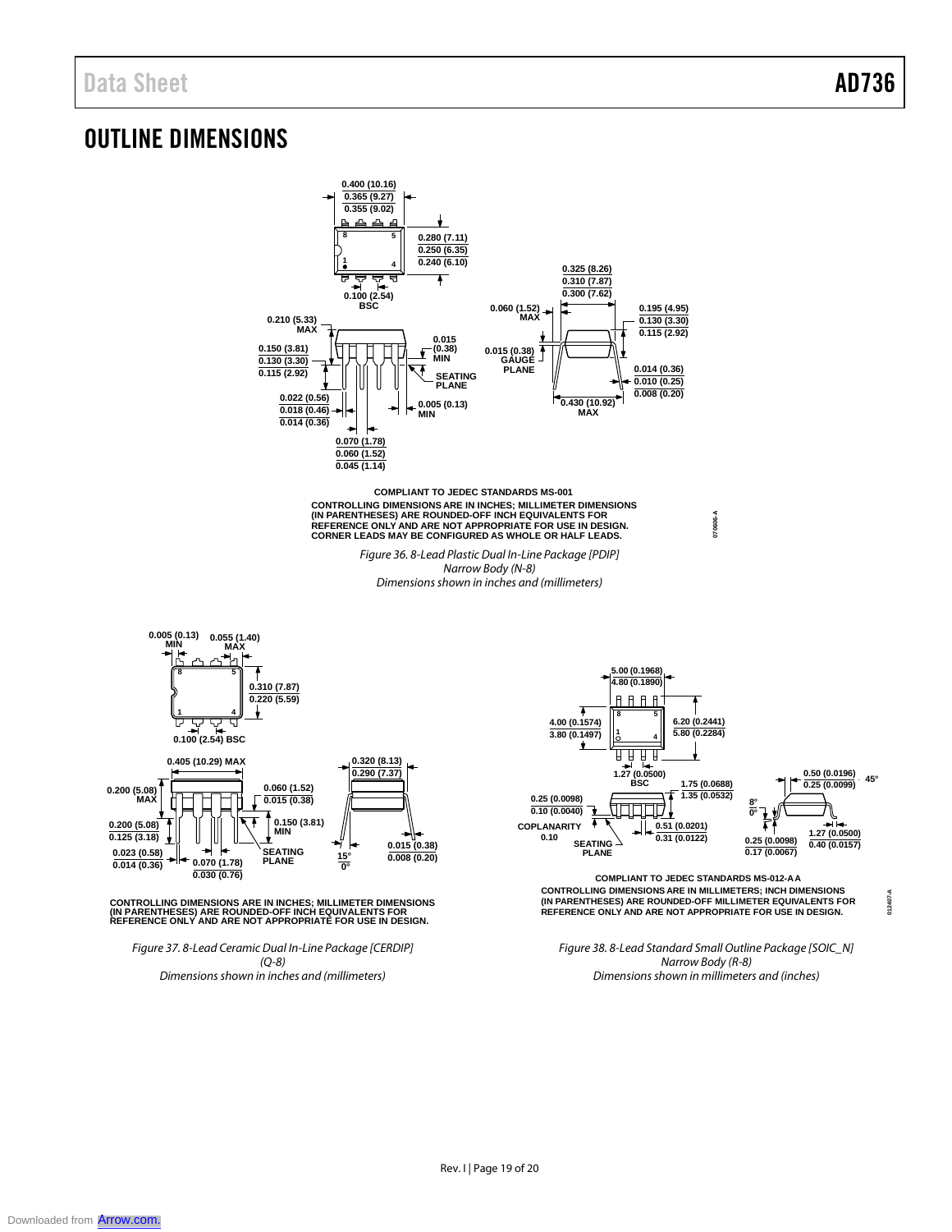## OUTLINE DIMENSIONS

COMPLIANT TO JEDEC STANDARDS MS-001

CONTROLLING DIMENSIONS ARE IN INCHES; MILLIMETER DIMENSIONS (IN PARENTHESES) ARE ROUNDED-OFF INCH EQUIVALENTS FOR REFERENCE ONLY AND ARE NOT APPROPRIATE FOR USE IN DESIGN.
CORNER LEADS MAY BE CONFIGURED AS WHOLE OR HALF LEADS.

*Figure 36. 8-Lead Plastic Dual In-Line Package [PDIP]*
*Narrow Body (N-8)*
*Dimensions shown in inches and (millimeters)*

CONTROLLING DIMENSIONS ARE IN INCHES; MILLIMETER DIMENSIONS (IN PARENTHESES) ARE ROUNDED-OFF INCH EQUIVALENTS FOR REFERENCE ONLY AND ARE NOT APPROPRIATE FOR USE IN DESIGN.

*Figure 37. 8-Lead Ceramic Dual In-Line Package [CERDIP]*
*(Q-8)*
*Dimensions shown in inches and (millimeters)*

COMPLIANT TO JEDEC STANDARDS MS-012-AA

CONTROLLING DIMENSIONS ARE IN MILLIMETERS; INCH DIMENSIONS (IN PARENTHESES) ARE ROUNDED-OFF MILLIMETER EQUIVALENTS FOR REFERENCE ONLY AND ARE NOT APPROPRIATE FOR USE IN DESIGN.

*Figure 38. 8-Lead Standard Small Outline Package [SOIC_N]*
*Narrow Body (R-8)*
*Dimensions shown in millimeters and (inches)*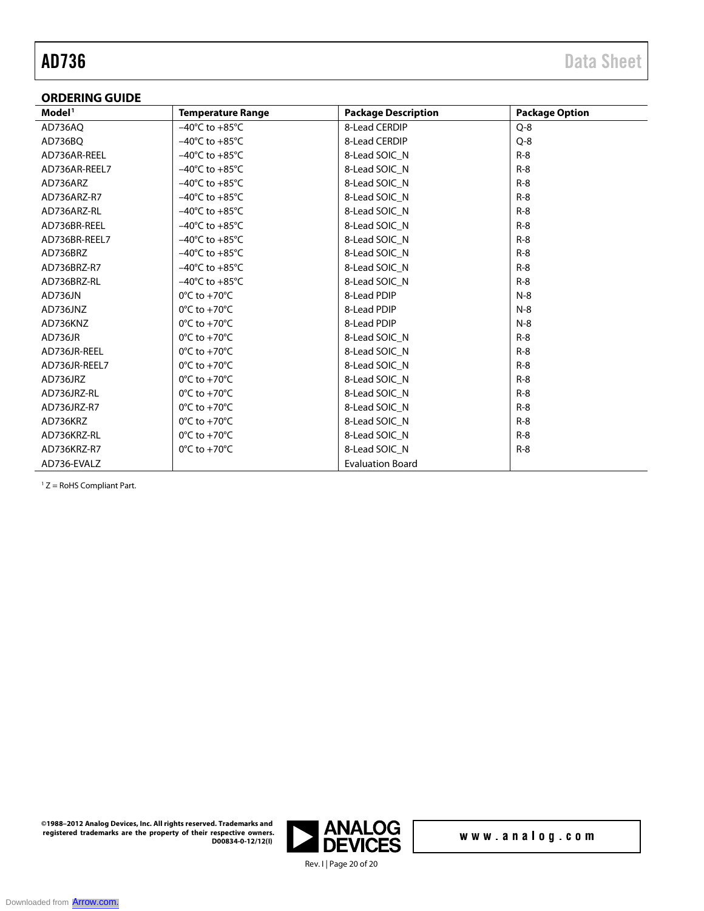## ORDERING GUIDE

| Model[1] | Temperature Range | Package Description | Package Option |
|---|---|---|---|
| AD736AQ | −40°C to +85°C | 8-Lead CERDIP | Q-8 |
| AD736BQ | −40°C to +85°C | 8-Lead CERDIP | Q-8 |
| AD736AR-REEL | −40°C to +85°C | 8-Lead SOIC_N | R-8 |
| AD736AR-REEL7 | −40°C to +85°C | 8-Lead SOIC_N | R-8 |
| AD736ARZ | −40°C to +85°C | 8-Lead SOIC_N | R-8 |
| AD736ARZ-R7 | −40°C to +85°C | 8-Lead SOIC_N | R-8 |
| AD736ARZ-RL | −40°C to +85°C | 8-Lead SOIC_N | R-8 |
| AD736BR-REEL | −40°C to +85°C | 8-Lead SOIC_N | R-8 |
| AD736BR-REEL7 | −40°C to +85°C | 8-Lead SOIC_N | R-8 |
| AD736BRZ | −40°C to +85°C | 8-Lead SOIC_N | R-8 |
| AD736BRZ-R7 | −40°C to +85°C | 8-Lead SOIC_N | R-8 |
| AD736BRZ-RL | −40°C to +85°C | 8-Lead SOIC_N | R-8 |
| AD736JN | 0°C to +70°C | 8-Lead PDIP | N-8 |
| AD736JNZ | 0°C to +70°C | 8-Lead PDIP | N-8 |
| AD736KNZ | 0°C to +70°C | 8-Lead PDIP | N-8 |
| AD736JR | 0°C to +70°C | 8-Lead SOIC_N | R-8 |
| AD736JR-REEL | 0°C to +70°C | 8-Lead SOIC_N | R-8 |
| AD736JR-REEL7 | 0°C to +70°C | 8-Lead SOIC_N | R-8 |
| AD736JRZ | 0°C to +70°C | 8-Lead SOIC_N | R-8 |
| AD736JRZ-RL | 0°C to +70°C | 8-Lead SOIC_N | R-8 |
| AD736JRZ-R7 | 0°C to +70°C | 8-Lead SOIC_N | R-8 |
| AD736KRZ | 0°C to +70°C | 8-Lead SOIC_N | R-8 |
| AD736KRZ-RL | 0°C to +70°C | 8-Lead SOIC_N | R-8 |
| AD736KRZ-R7 | 0°C to +70°C | 8-Lead SOIC_N | R-8 |
| AD736-EVALZ | | Evaluation Board | |

[1] Z = RoHS Compliant Part.

©1988–2012 Analog Devices, Inc. All rights reserved. Trademarks and registered trademarks are the property of their respective owners.
D00834-0-12/12(I)

www.analog.com